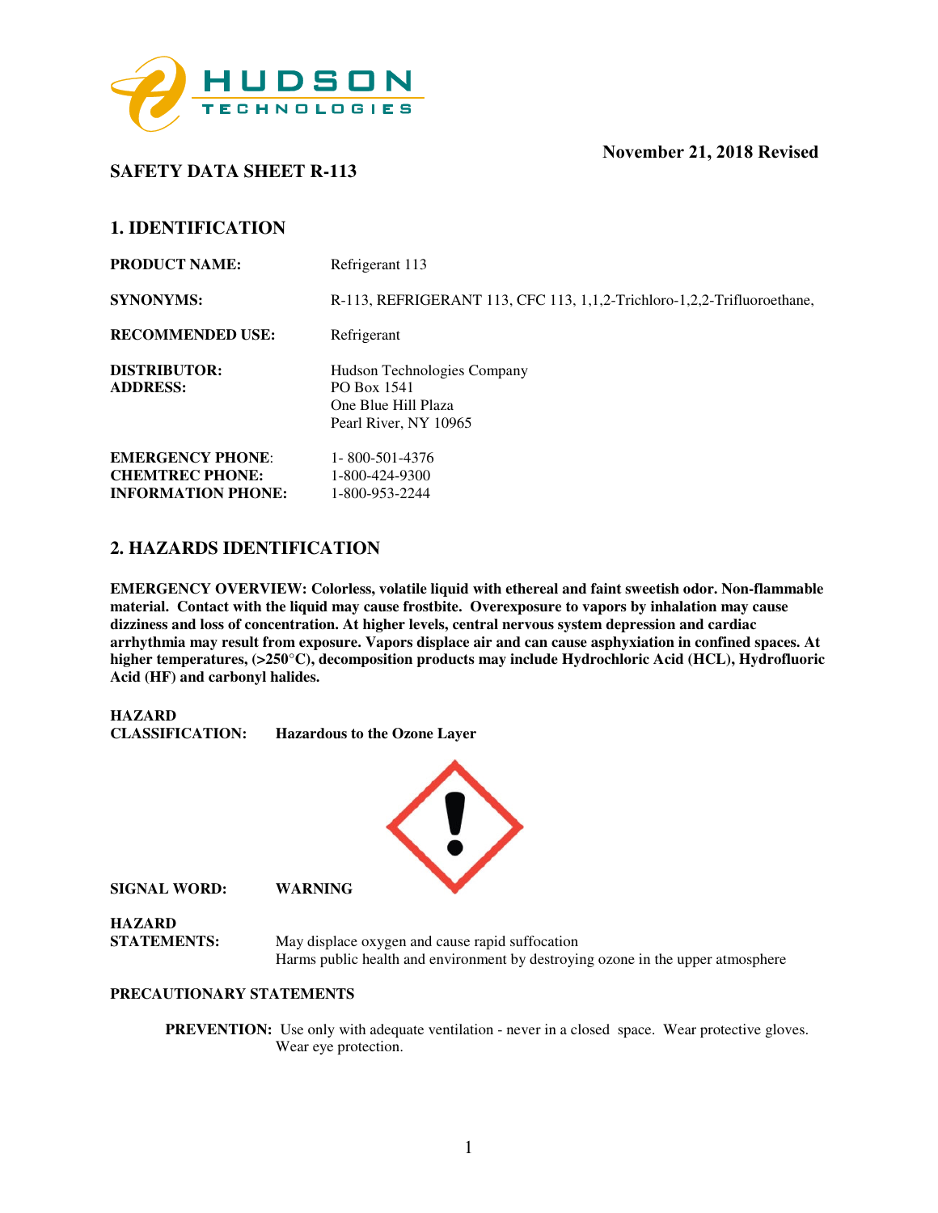November 21, 2018 Revised

# SAFETY DATA SHEET R-113

## 1. IDENTIFICATION

**PRODUCT NAME:** Refrigerant 113

**SYNONYMS:** R-113, REFRIGERANT 113, CFC 113, 1,1,2-Trichloro-1,2,2-Trifluoroethane,

**RECOMMENDED USE:** Refrigerant

**DISTRIBUTOR:**
**ADDRESS:**
Hudson Technologies Company
PO Box 1541
One Blue Hill Plaza
Pearl River, NY 10965

**EMERGENCY PHONE:** 1- 800-501-4376
**CHEMTREC PHONE:** 1-800-424-9300
**INFORMATION PHONE:** 1-800-953-2244

## 2. HAZARDS IDENTIFICATION

**EMERGENCY OVERVIEW: Colorless, volatile liquid with ethereal and faint sweetish odor. Non-flammable material. Contact with the liquid may cause frostbite. Overexposure to vapors by inhalation may cause dizziness and loss of concentration. At higher levels, central nervous system depression and cardiac arrhythmia may result from exposure. Vapors displace air and can cause asphyxiation in confined spaces. At higher temperatures, (>250°C), decomposition products may include Hydrochloric Acid (HCL), Hydrofluoric Acid (HF) and carbonyl halides.**

**HAZARD CLASSIFICATION:** **Hazardous to the Ozone Layer**

**SIGNAL WORD:** **WARNING**

**HAZARD STATEMENTS:**
May displace oxygen and cause rapid suffocation
Harms public health and environment by destroying ozone in the upper atmosphere

**PRECAUTIONARY STATEMENTS**

**PREVENTION:** Use only with adequate ventilation - never in a closed space. Wear protective gloves. Wear eye protection.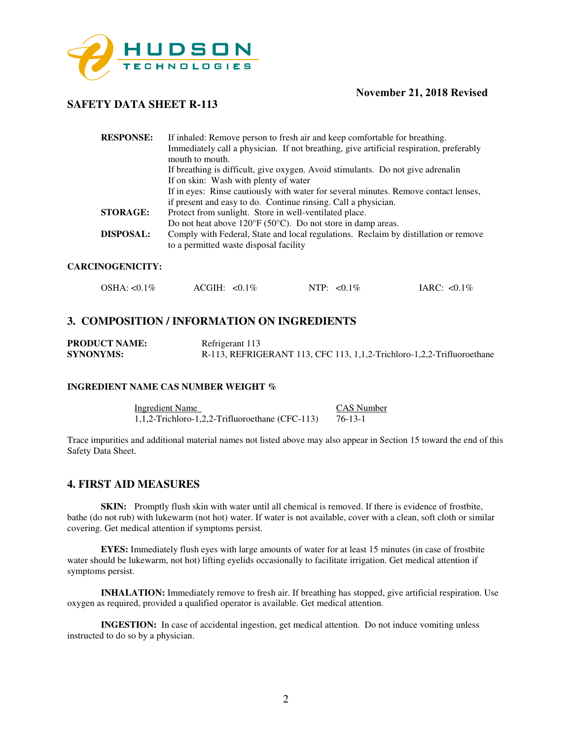**November 21, 2018 Revised**

**SAFETY DATA SHEET R-113**

| | |
|---|---|
| **RESPONSE:** | If inhaled: Remove person to fresh air and keep comfortable for breathing. Immediately call a physician. If not breathing, give artificial respiration, preferably mouth to mouth. If breathing is difficult, give oxygen. Avoid stimulants. Do not give adrenalin If on skin: Wash with plenty of water If in eyes: Rinse cautiously with water for several minutes. Remove contact lenses, if present and easy to do. Continue rinsing. Call a physician. |
| **STORAGE:** | Protect from sunlight. Store in well-ventilated place. Do not heat above 120°F (50°C). Do not store in damp areas. |
| **DISPOSAL:** | Comply with Federal, State and local regulations. Reclaim by distillation or remove to a permitted waste disposal facility |

**CARCINOGENICITY:**

| OSHA: <0.1% | ACGIH: <0.1% | NTP: <0.1% | IARC: <0.1% |
|---|---|---|---|

## 3. COMPOSITION / INFORMATION ON INGREDIENTS

**PRODUCT NAME:** Refrigerant 113
**SYNONYMS:** R-113, REFRIGERANT 113, CFC 113, 1,1,2-Trichloro-1,2,2-Trifluoroethane

**INGREDIENT NAME CAS NUMBER WEIGHT %**

| Ingredient Name | CAS Number |
|---|---|
| 1,1,2-Trichloro-1,2,2-Trifluoroethane (CFC-113) | 76-13-1 |

Trace impurities and additional material names not listed above may also appear in Section 15 toward the end of this Safety Data Sheet.

## 4. FIRST AID MEASURES

**SKIN:** Promptly flush skin with water until all chemical is removed. If there is evidence of frostbite, bathe (do not rub) with lukewarm (not hot) water. If water is not available, cover with a clean, soft cloth or similar covering. Get medical attention if symptoms persist.

**EYES:** Immediately flush eyes with large amounts of water for at least 15 minutes (in case of frostbite water should be lukewarm, not hot) lifting eyelids occasionally to facilitate irrigation. Get medical attention if symptoms persist.

**INHALATION:** Immediately remove to fresh air. If breathing has stopped, give artificial respiration. Use oxygen as required, provided a qualified operator is available. Get medical attention.

**INGESTION:** In case of accidental ingestion, get medical attention. Do not induce vomiting unless instructed to do so by a physician.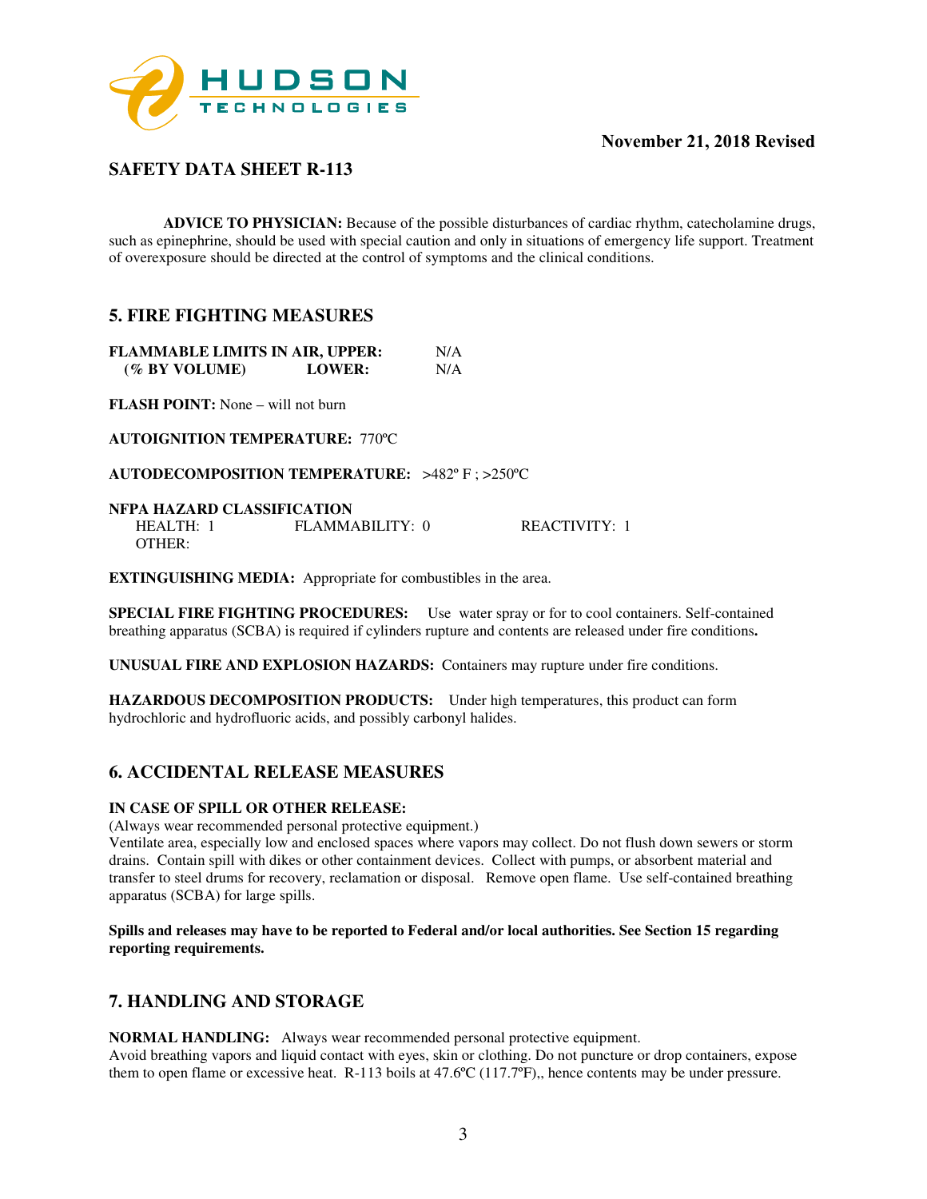**November 21, 2018 Revised**

## SAFETY DATA SHEET R-113

**ADVICE TO PHYSICIAN:** Because of the possible disturbances of cardiac rhythm, catecholamine drugs, such as epinephrine, should be used with special caution and only in situations of emergency life support. Treatment of overexposure should be directed at the control of symptoms and the clinical conditions.

## 5. FIRE FIGHTING MEASURES

| **FLAMMABLE LIMITS IN AIR, UPPER:** | N/A |
|---|---|
| **(% BY VOLUME) LOWER:** | N/A |

**FLASH POINT:** None – will not burn

**AUTOIGNITION TEMPERATURE:** 770ºC

**AUTODECOMPOSITION TEMPERATURE:** >482º F ; >250ºC

**NFPA HAZARD CLASSIFICATION**

HEALTH: 1 FLAMMABILITY: 0 REACTIVITY: 1
OTHER:

**EXTINGUISHING MEDIA:** Appropriate for combustibles in the area.

**SPECIAL FIRE FIGHTING PROCEDURES:** Use water spray or for to cool containers. Self-contained breathing apparatus (SCBA) is required if cylinders rupture and contents are released under fire conditions.

**UNUSUAL FIRE AND EXPLOSION HAZARDS:** Containers may rupture under fire conditions.

**HAZARDOUS DECOMPOSITION PRODUCTS:** Under high temperatures, this product can form hydrochloric and hydrofluoric acids, and possibly carbonyl halides.

## 6. ACCIDENTAL RELEASE MEASURES

**IN CASE OF SPILL OR OTHER RELEASE:**

(Always wear recommended personal protective equipment.)

Ventilate area, especially low and enclosed spaces where vapors may collect. Do not flush down sewers or storm drains. Contain spill with dikes or other containment devices. Collect with pumps, or absorbent material and transfer to steel drums for recovery, reclamation or disposal. Remove open flame. Use self-contained breathing apparatus (SCBA) for large spills.

**Spills and releases may have to be reported to Federal and/or local authorities. See Section 15 regarding reporting requirements.**

## 7. HANDLING AND STORAGE

**NORMAL HANDLING:** Always wear recommended personal protective equipment.

Avoid breathing vapors and liquid contact with eyes, skin or clothing. Do not puncture or drop containers, expose them to open flame or excessive heat. R-113 boils at 47.6ºC (117.7ºF),, hence contents may be under pressure.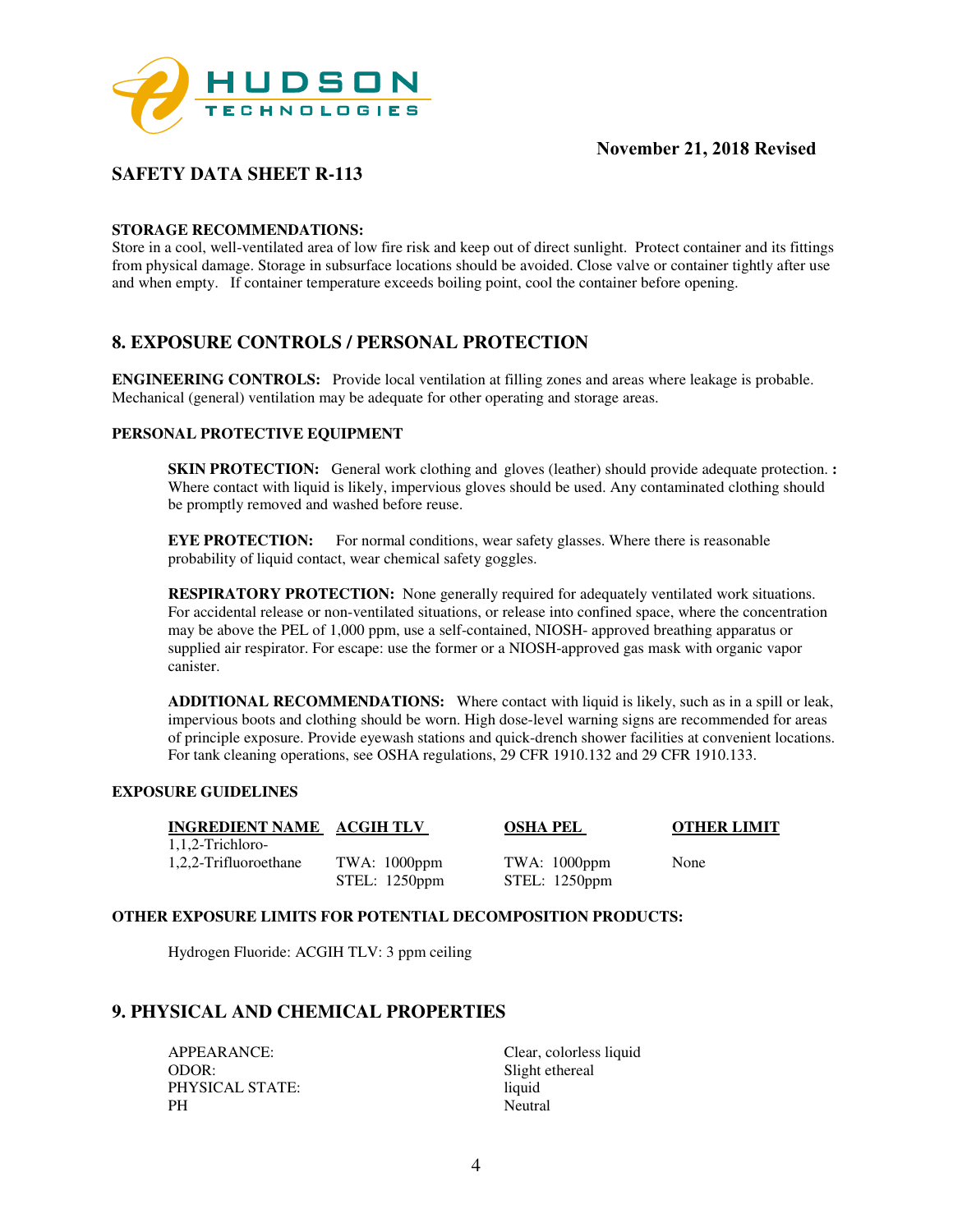**November 21, 2018 Revised**

## SAFETY DATA SHEET R-113

**STORAGE RECOMMENDATIONS:**
Store in a cool, well-ventilated area of low fire risk and keep out of direct sunlight. Protect container and its fittings from physical damage. Storage in subsurface locations should be avoided. Close valve or container tightly after use and when empty. If container temperature exceeds boiling point, cool the container before opening.

## 8. EXPOSURE CONTROLS / PERSONAL PROTECTION

**ENGINEERING CONTROLS:** Provide local ventilation at filling zones and areas where leakage is probable. Mechanical (general) ventilation may be adequate for other operating and storage areas.

**PERSONAL PROTECTIVE EQUIPMENT**

**SKIN PROTECTION:** General work clothing and gloves (leather) should provide adequate protection. **:** Where contact with liquid is likely, impervious gloves should be used. Any contaminated clothing should be promptly removed and washed before reuse.

**EYE PROTECTION:** For normal conditions, wear safety glasses. Where there is reasonable probability of liquid contact, wear chemical safety goggles.

**RESPIRATORY PROTECTION:** None generally required for adequately ventilated work situations. For accidental release or non-ventilated situations, or release into confined space, where the concentration may be above the PEL of 1,000 ppm, use a self-contained, NIOSH- approved breathing apparatus or supplied air respirator. For escape: use the former or a NIOSH-approved gas mask with organic vapor canister.

**ADDITIONAL RECOMMENDATIONS:** Where contact with liquid is likely, such as in a spill or leak, impervious boots and clothing should be worn. High dose-level warning signs are recommended for areas of principle exposure. Provide eyewash stations and quick-drench shower facilities at convenient locations. For tank cleaning operations, see OSHA regulations, 29 CFR 1910.132 and 29 CFR 1910.133.

**EXPOSURE GUIDELINES**

| INGREDIENT NAME | ACGIH TLV | OSHA PEL | OTHER LIMIT |
|---|---|---|---|
| 1,1,2-Trichloro-1,2,2-Trifluoroethane | TWA: 1000ppm<br>STEL: 1250ppm | TWA: 1000ppm<br>STEL: 1250ppm | None |

**OTHER EXPOSURE LIMITS FOR POTENTIAL DECOMPOSITION PRODUCTS:**

Hydrogen Fluoride: ACGIH TLV: 3 ppm ceiling

## 9. PHYSICAL AND CHEMICAL PROPERTIES

| | |
|---|---|
| APPEARANCE: | Clear, colorless liquid |
| ODOR: | Slight ethereal |
| PHYSICAL STATE: | liquid |
| PH | Neutral |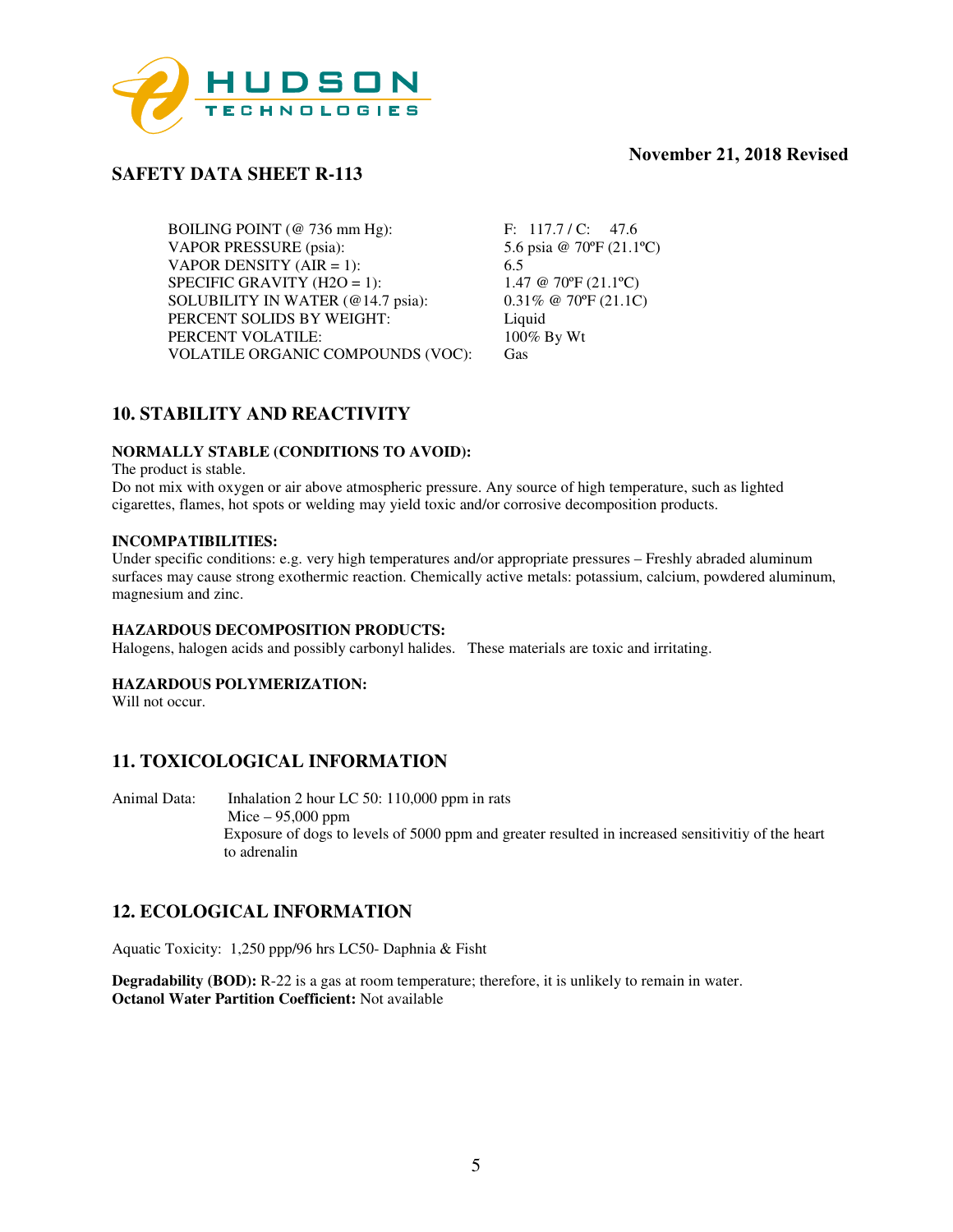**November 21, 2018 Revised**

## SAFETY DATA SHEET R-113

| | |
|---|---|
| BOILING POINT (@ 736 mm Hg): | F: 117.7 / C: 47.6 |
| VAPOR PRESSURE (psia): | 5.6 psia @ 70ºF (21.1ºC) |
| VAPOR DENSITY (AIR = 1): | 6.5 |
| SPECIFIC GRAVITY (H2O = 1): | 1.47 @ 70ºF (21.1ºC) |
| SOLUBILITY IN WATER (@14.7 psia): | 0.31% @ 70ºF (21.1C) |
| PERCENT SOLIDS BY WEIGHT: | Liquid |
| PERCENT VOLATILE: | 100% By Wt |
| VOLATILE ORGANIC COMPOUNDS (VOC): | Gas |

## 10. STABILITY AND REACTIVITY

**NORMALLY STABLE (CONDITIONS TO AVOID):**

The product is stable.

Do not mix with oxygen or air above atmospheric pressure. Any source of high temperature, such as lighted cigarettes, flames, hot spots or welding may yield toxic and/or corrosive decomposition products.

**INCOMPATIBILITIES:**

Under specific conditions: e.g. very high temperatures and/or appropriate pressures – Freshly abraded aluminum surfaces may cause strong exothermic reaction. Chemically active metals: potassium, calcium, powdered aluminum, magnesium and zinc.

**HAZARDOUS DECOMPOSITION PRODUCTS:**

Halogens, halogen acids and possibly carbonyl halides. These materials are toxic and irritating.

**HAZARDOUS POLYMERIZATION:**

Will not occur.

## 11. TOXICOLOGICAL INFORMATION

Animal Data: Inhalation 2 hour LC 50: 110,000 ppm in rats
Mice – 95,000 ppm
Exposure of dogs to levels of 5000 ppm and greater resulted in increased sensitivitiy of the heart to adrenalin

## 12. ECOLOGICAL INFORMATION

Aquatic Toxicity: 1,250 ppp/96 hrs LC50- Daphnia & Fisht

**Degradability (BOD):** R-22 is a gas at room temperature; therefore, it is unlikely to remain in water.
**Octanol Water Partition Coefficient:** Not available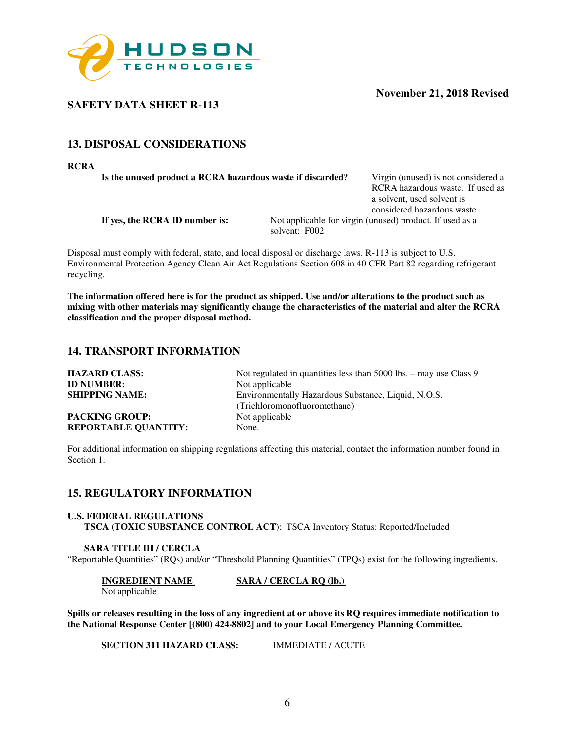**SAFETY DATA SHEET R-113**

**November 21, 2018 Revised**

## 13. DISPOSAL CONSIDERATIONS

**RCRA**

| | |
|---|---|
| **Is the unused product a RCRA hazardous waste if discarded?** | Virgin (unused) is not considered a RCRA hazardous waste. If used as a solvent, used solvent is considered hazardous waste |
| **If yes, the RCRA ID number is:** | Not applicable for virgin (unused) product. If used as a solvent: F002 |

Disposal must comply with federal, state, and local disposal or discharge laws. R-113 is subject to U.S. Environmental Protection Agency Clean Air Act Regulations Section 608 in 40 CFR Part 82 regarding refrigerant recycling.

**The information offered here is for the product as shipped. Use and/or alterations to the product such as mixing with other materials may significantly change the characteristics of the material and alter the RCRA classification and the proper disposal method.**

## 14. TRANSPORT INFORMATION

| | |
|---|---|
| **HAZARD CLASS:** | Not regulated in quantities less than 5000 lbs. – may use Class 9 |
| **ID NUMBER:** | Not applicable |
| **SHIPPING NAME:** | Environmentally Hazardous Substance, Liquid, N.O.S. (Trichloromonofluoromethane) |
| **PACKING GROUP:** | Not applicable |
| **REPORTABLE QUANTITY:** | None. |

For additional information on shipping regulations affecting this material, contact the information number found in Section 1.

## 15. REGULATORY INFORMATION

**U.S. FEDERAL REGULATIONS**

**TSCA (TOXIC SUBSTANCE CONTROL ACT)**: TSCA Inventory Status: Reported/Included

**SARA TITLE III / CERCLA**

"Reportable Quantities" (RQs) and/or "Threshold Planning Quantities" (TPQs) exist for the following ingredients.

| INGREDIENT NAME | SARA / CERCLA RQ (lb.) |
|---|---|
| Not applicable | |

**Spills or releases resulting in the loss of any ingredient at or above its RQ requires immediate notification to the National Response Center [(800) 424-8802] and to your Local Emergency Planning Committee.**

**SECTION 311 HAZARD CLASS:** IMMEDIATE / ACUTE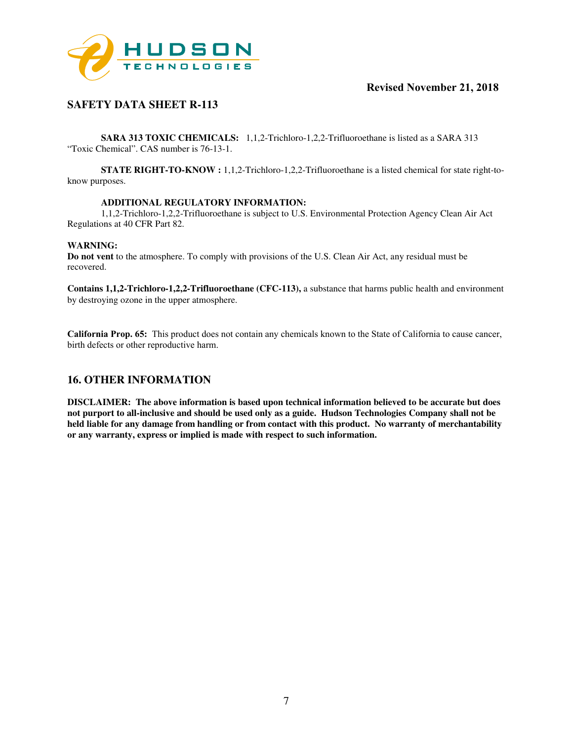Revised November 21, 2018

## SAFETY DATA SHEET R-113

**SARA 313 TOXIC CHEMICALS:** 1,1,2-Trichloro-1,2,2-Trifluoroethane is listed as a SARA 313 "Toxic Chemical". CAS number is 76-13-1.

**STATE RIGHT-TO-KNOW :** 1,1,2-Trichloro-1,2,2-Trifluoroethane is a listed chemical for state right-to-know purposes.

**ADDITIONAL REGULATORY INFORMATION:**
1,1,2-Trichloro-1,2,2-Trifluoroethane is subject to U.S. Environmental Protection Agency Clean Air Act Regulations at 40 CFR Part 82.

**WARNING:**
**Do not vent** to the atmosphere. To comply with provisions of the U.S. Clean Air Act, any residual must be recovered.

**Contains 1,1,2-Trichloro-1,2,2-Trifluoroethane (CFC-113),** a substance that harms public health and environment by destroying ozone in the upper atmosphere.

**California Prop. 65:** This product does not contain any chemicals known to the State of California to cause cancer, birth defects or other reproductive harm.

## 16. OTHER INFORMATION

**DISCLAIMER: The above information is based upon technical information believed to be accurate but does not purport to all-inclusive and should be used only as a guide. Hudson Technologies Company shall not be held liable for any damage from handling or from contact with this product. No warranty of merchantability or any warranty, express or implied is made with respect to such information.**